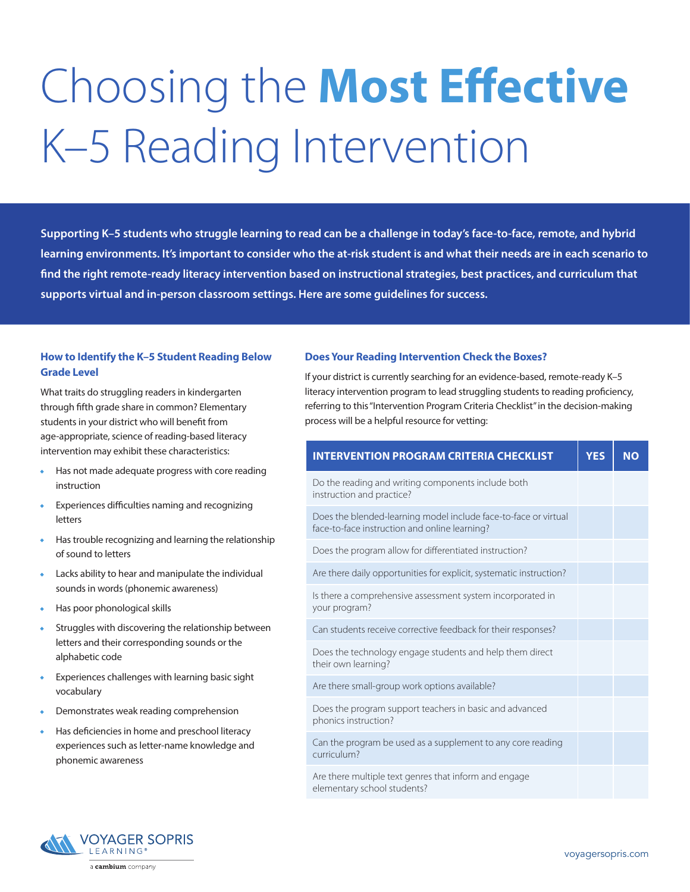# Choosing the **Most Effective** K–5 Reading Intervention

**Supporting K–5 students who struggle learning to read can be a challenge in today's face-to-face, remote, and hybrid learning environments. It's important to consider who the at-risk student is and what their needs are in each scenario to find the right remote-ready literacy intervention based on instructional strategies, best practices, and curriculum that supports virtual and in-person classroom settings. Here are some guidelines for success.**

## How to Identify the K–5 Student Reading Below Grade Level

What traits do struggling readers in kindergarten through fifth grade share in common? Elementary students in your district who will benefit from age-appropriate, science of reading-based literacy intervention may exhibit these characteristics:

- Has not made adequate progress with core reading instruction
- Experiences difficulties naming and recognizing letters
- Has trouble recognizing and learning the relationship of sound to letters
- Lacks ability to hear and manipulate the individual sounds in words (phonemic awareness)
- Has poor phonological skills
- Struggles with discovering the relationship between letters and their corresponding sounds or the alphabetic code
- Experiences challenges with learning basic sight vocabulary
- Demonstrates weak reading comprehension
- Has deficiencies in home and preschool literacy experiences such as letter-name knowledge and phonemic awareness

## Does Your Reading Intervention Check the Boxes?

If your district is currently searching for an evidence-based, remote-ready K–5 literacy intervention program to lead struggling students to reading proficiency, referring to this "Intervention Program Criteria Checklist" in the decision-making process will be a helpful resource for vetting:

| INTERVENTION PROGRAM CRITERIA CHECKLIST | YES | NO |
|---|---|---|
| Do the reading and writing components include both instruction and practice? | | |
| Does the blended-learning model include face-to-face or virtual face-to-face instruction and online learning? | | |
| Does the program allow for differentiated instruction? | | |
| Are there daily opportunities for explicit, systematic instruction? | | |
| Is there a comprehensive assessment system incorporated in your program? | | |
| Can students receive corrective feedback for their responses? | | |
| Does the technology engage students and help them direct their own learning? | | |
| Are there small-group work options available? | | |
| Does the program support teachers in basic and advanced phonics instruction? | | |
| Can the program be used as a supplement to any core reading curriculum? | | |
| Are there multiple text genres that inform and engage elementary school students? | | |

VOYAGER SOPRIS LEARNING®
a cambium company

voyagersopris.com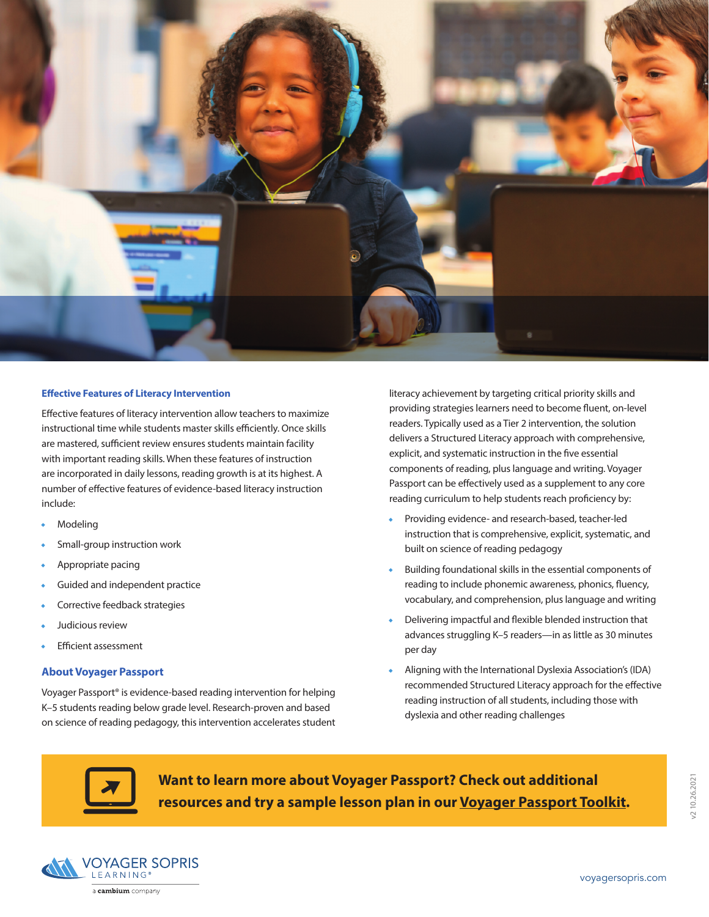## Effective Features of Literacy Intervention

Effective features of literacy intervention allow teachers to maximize instructional time while students master skills efficiently. Once skills are mastered, sufficient review ensures students maintain facility with important reading skills. When these features of instruction are incorporated in daily lessons, reading growth is at its highest. A number of effective features of evidence-based literacy instruction include:

- Modeling
- Small-group instruction work
- Appropriate pacing
- Guided and independent practice
- Corrective feedback strategies
- Judicious review
- Efficient assessment

## About Voyager Passport

Voyager Passport® is evidence-based reading intervention for helping K–5 students reading below grade level. Research-proven and based on science of reading pedagogy, this intervention accelerates student literacy achievement by targeting critical priority skills and providing strategies learners need to become fluent, on-level readers. Typically used as a Tier 2 intervention, the solution delivers a Structured Literacy approach with comprehensive, explicit, and systematic instruction in the five essential components of reading, plus language and writing. Voyager Passport can be effectively used as a supplement to any core reading curriculum to help students reach proficiency by:

- Providing evidence- and research-based, teacher-led instruction that is comprehensive, explicit, systematic, and built on science of reading pedagogy
- Building foundational skills in the essential components of reading to include phonemic awareness, phonics, fluency, vocabulary, and comprehension, plus language and writing
- Delivering impactful and flexible blended instruction that advances struggling K–5 readers—in as little as 30 minutes per day
- Aligning with the International Dyslexia Association's (IDA) recommended Structured Literacy approach for the effective reading instruction of all students, including those with dyslexia and other reading challenges

**Want to learn more about Voyager Passport? Check out additional resources and try a sample lesson plan in our Voyager Passport Toolkit.**

VOYAGER SOPRIS LEARNING®

a cambium company

voyagersopris.com

v2 10.26.2021